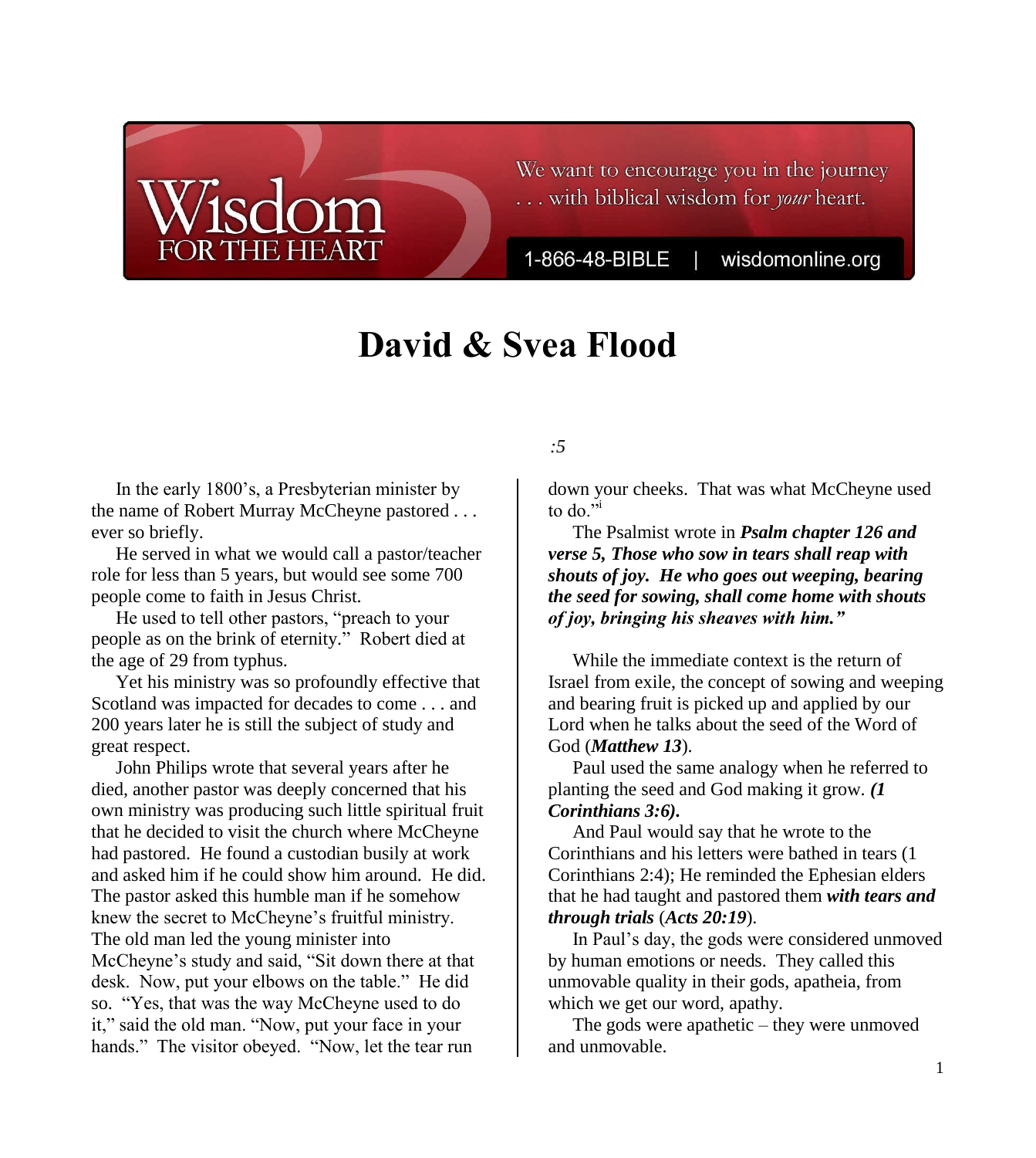# David & Svea Flood

*:5*

In the early 1800's, a Presbyterian minister by the name of Robert Murray McCheyne pastored . . . ever so briefly.

He served in what we would call a pastor/teacher role for less than 5 years, but would see some 700 people come to faith in Jesus Christ.

He used to tell other pastors, "preach to your people as on the brink of eternity." Robert died at the age of 29 from typhus.

Yet his ministry was so profoundly effective that Scotland was impacted for decades to come . . . and 200 years later he is still the subject of study and great respect.

John Philips wrote that several years after he died, another pastor was deeply concerned that his own ministry was producing such little spiritual fruit that he decided to visit the church where McCheyne had pastored. He found a custodian busily at work and asked him if he could show him around. He did. The pastor asked this humble man if he somehow knew the secret to McCheyne's fruitful ministry. The old man led the young minister into McCheyne's study and said, "Sit down there at that desk. Now, put your elbows on the table." He did so. "Yes, that was the way McCheyne used to do it," said the old man. "Now, put your face in your hands." The visitor obeyed. "Now, let the tear run down your cheeks. That was what McCheyne used to do."[i]

The Psalmist wrote in ***Psalm chapter 126 and verse 5, Those who sow in tears shall reap with shouts of joy. He who goes out weeping, bearing the seed for sowing, shall come home with shouts of joy, bringing his sheaves with him."***

While the immediate context is the return of Israel from exile, the concept of sowing and weeping and bearing fruit is picked up and applied by our Lord when he talks about the seed of the Word of God (***Matthew 13***).

Paul used the same analogy when he referred to planting the seed and God making it grow. ***(1 Corinthians 3:6).***

And Paul would say that he wrote to the Corinthians and his letters were bathed in tears (1 Corinthians 2:4); He reminded the Ephesian elders that he had taught and pastored them ***with tears and through trials*** (***Acts 20:19***).

In Paul's day, the gods were considered unmoved by human emotions or needs. They called this unmovable quality in their gods, apatheia, from which we get our word, apathy.

The gods were apathetic – they were unmoved and unmovable.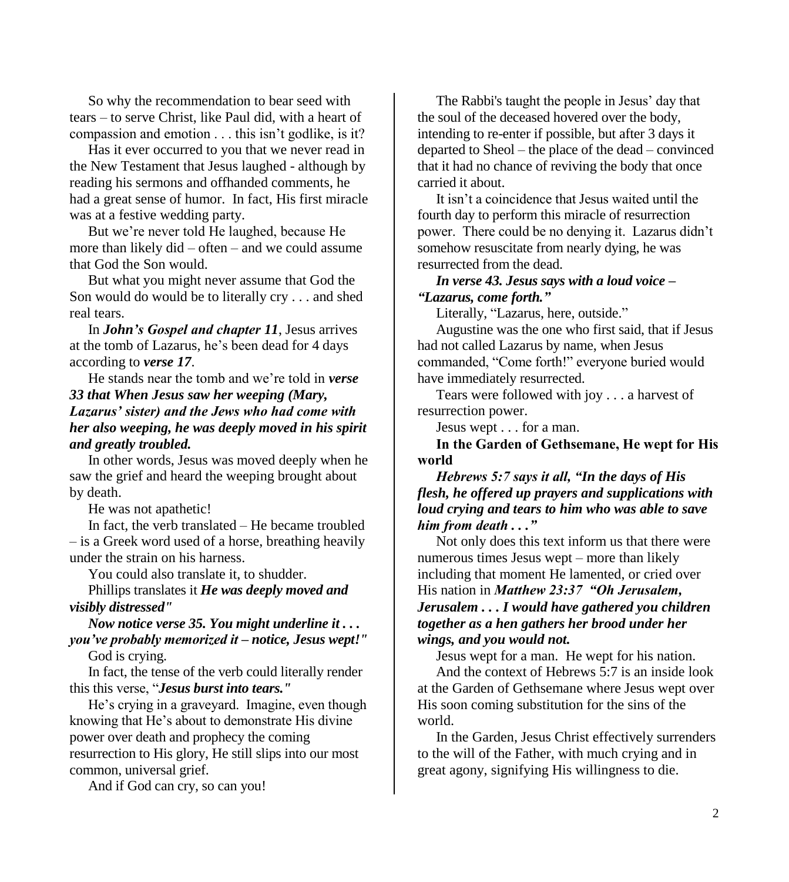So why the recommendation to bear seed with tears – to serve Christ, like Paul did, with a heart of compassion and emotion . . . this isn't godlike, is it?

Has it ever occurred to you that we never read in the New Testament that Jesus laughed - although by reading his sermons and offhanded comments, he had a great sense of humor. In fact, His first miracle was at a festive wedding party.

But we're never told He laughed, because He more than likely did – often – and we could assume that God the Son would.

But what you might never assume that God the Son would do would be to literally cry . . . and shed real tears.

In ***John's Gospel and chapter 11***, Jesus arrives at the tomb of Lazarus, he's been dead for 4 days according to ***verse 17***.

He stands near the tomb and we're told in ***verse 33 that When Jesus saw her weeping (Mary, Lazarus' sister) and the Jews who had come with her also weeping, he was deeply moved in his spirit and greatly troubled.***

In other words, Jesus was moved deeply when he saw the grief and heard the weeping brought about by death.

He was not apathetic!

In fact, the verb translated – He became troubled – is a Greek word used of a horse, breathing heavily under the strain on his harness.

You could also translate it, to shudder.

Phillips translates it ***He was deeply moved and visibly distressed"***

***Now notice verse 35. You might underline it . . . you've probably memorized it – notice, Jesus wept!"***

God is crying.

In fact, the tense of the verb could literally render this this verse, "***Jesus burst into tears."***

He's crying in a graveyard. Imagine, even though knowing that He's about to demonstrate His divine power over death and prophecy the coming resurrection to His glory, He still slips into our most common, universal grief.

And if God can cry, so can you!

The Rabbi's taught the people in Jesus' day that the soul of the deceased hovered over the body, intending to re-enter if possible, but after 3 days it departed to Sheol – the place of the dead – convinced that it had no chance of reviving the body that once carried it about.

It isn't a coincidence that Jesus waited until the fourth day to perform this miracle of resurrection power. There could be no denying it. Lazarus didn't somehow resuscitate from nearly dying, he was resurrected from the dead.

***In verse 43. Jesus says with a loud voice – "Lazarus, come forth."***

Literally, "Lazarus, here, outside."

Augustine was the one who first said, that if Jesus had not called Lazarus by name, when Jesus commanded, "Come forth!" everyone buried would have immediately resurrected.

Tears were followed with joy . . . a harvest of resurrection power.

Jesus wept . . . for a man.

**In the Garden of Gethsemane, He wept for His world**

***Hebrews 5:7 says it all, "In the days of His flesh, he offered up prayers and supplications with loud crying and tears to him who was able to save him from death . . ."***

Not only does this text inform us that there were numerous times Jesus wept – more than likely including that moment He lamented, or cried over His nation in ***Matthew 23:37 "Oh Jerusalem, Jerusalem . . . I would have gathered you children together as a hen gathers her brood under her wings, and you would not.***

Jesus wept for a man. He wept for his nation.

And the context of Hebrews 5:7 is an inside look at the Garden of Gethsemane where Jesus wept over His soon coming substitution for the sins of the world.

In the Garden, Jesus Christ effectively surrenders to the will of the Father, with much crying and in great agony, signifying His willingness to die.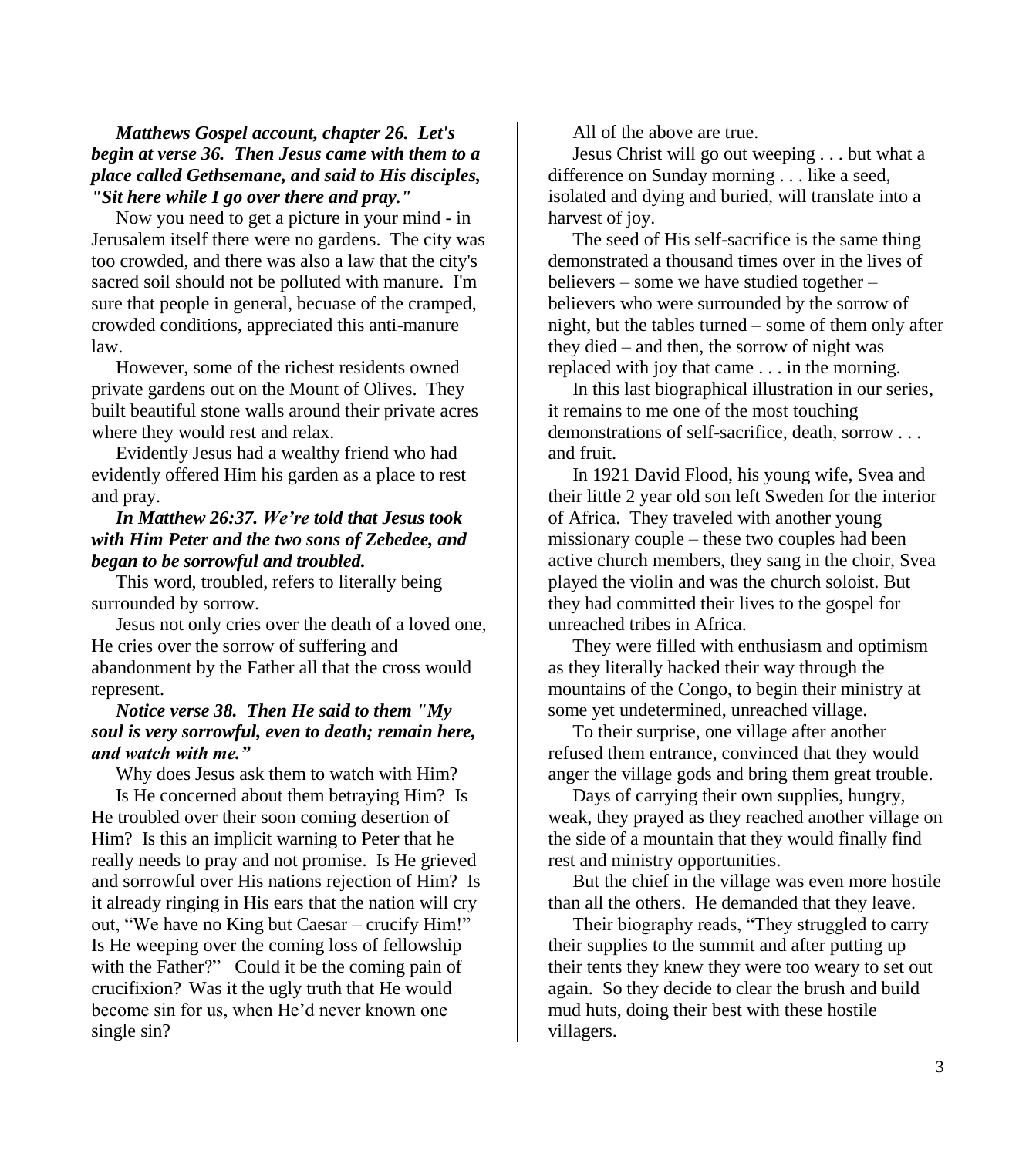***Matthews Gospel account, chapter 26. Let's begin at verse 36. Then Jesus came with them to a place called Gethsemane, and said to His disciples, "Sit here while I go over there and pray."***

Now you need to get a picture in your mind - in Jerusalem itself there were no gardens. The city was too crowded, and there was also a law that the city's sacred soil should not be polluted with manure. I'm sure that people in general, becuase of the cramped, crowded conditions, appreciated this anti-manure law.

However, some of the richest residents owned private gardens out on the Mount of Olives. They built beautiful stone walls around their private acres where they would rest and relax.

Evidently Jesus had a wealthy friend who had evidently offered Him his garden as a place to rest and pray.

***In Matthew 26:37. We're told that Jesus took with Him Peter and the two sons of Zebedee, and began to be sorrowful and troubled.***

This word, troubled, refers to literally being surrounded by sorrow.

Jesus not only cries over the death of a loved one, He cries over the sorrow of suffering and abandonment by the Father all that the cross would represent.

***Notice verse 38. Then He said to them "My soul is very sorrowful, even to death; remain here, and watch with me."***

Why does Jesus ask them to watch with Him?

Is He concerned about them betraying Him? Is He troubled over their soon coming desertion of Him? Is this an implicit warning to Peter that he really needs to pray and not promise. Is He grieved and sorrowful over His nations rejection of Him? Is it already ringing in His ears that the nation will cry out, "We have no King but Caesar – crucify Him!" Is He weeping over the coming loss of fellowship with the Father?" Could it be the coming pain of crucifixion? Was it the ugly truth that He would become sin for us, when He'd never known one single sin?

All of the above are true.

Jesus Christ will go out weeping . . . but what a difference on Sunday morning . . . like a seed, isolated and dying and buried, will translate into a harvest of joy.

The seed of His self-sacrifice is the same thing demonstrated a thousand times over in the lives of believers – some we have studied together – believers who were surrounded by the sorrow of night, but the tables turned – some of them only after they died – and then, the sorrow of night was replaced with joy that came . . . in the morning.

In this last biographical illustration in our series, it remains to me one of the most touching demonstrations of self-sacrifice, death, sorrow . . . and fruit.

In 1921 David Flood, his young wife, Svea and their little 2 year old son left Sweden for the interior of Africa. They traveled with another young missionary couple – these two couples had been active church members, they sang in the choir, Svea played the violin and was the church soloist. But they had committed their lives to the gospel for unreached tribes in Africa.

They were filled with enthusiasm and optimism as they literally hacked their way through the mountains of the Congo, to begin their ministry at some yet undetermined, unreached village.

To their surprise, one village after another refused them entrance, convinced that they would anger the village gods and bring them great trouble.

Days of carrying their own supplies, hungry, weak, they prayed as they reached another village on the side of a mountain that they would finally find rest and ministry opportunities.

But the chief in the village was even more hostile than all the others. He demanded that they leave.

Their biography reads, "They struggled to carry their supplies to the summit and after putting up their tents they knew they were too weary to set out again. So they decide to clear the brush and build mud huts, doing their best with these hostile villagers.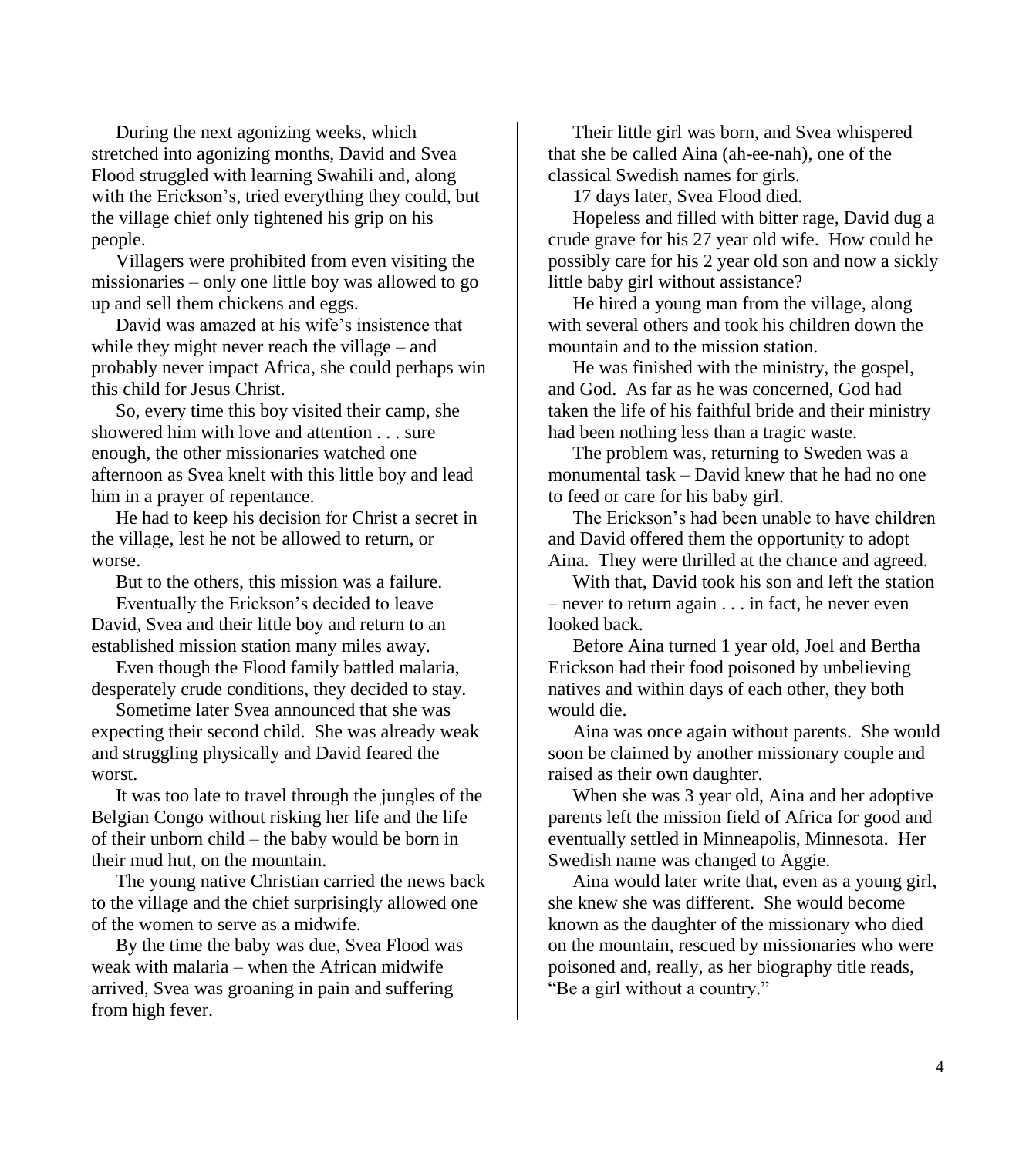During the next agonizing weeks, which stretched into agonizing months, David and Svea Flood struggled with learning Swahili and, along with the Erickson's, tried everything they could, but the village chief only tightened his grip on his people.

Villagers were prohibited from even visiting the missionaries – only one little boy was allowed to go up and sell them chickens and eggs.

David was amazed at his wife's insistence that while they might never reach the village – and probably never impact Africa, she could perhaps win this child for Jesus Christ.

So, every time this boy visited their camp, she showered him with love and attention . . . sure enough, the other missionaries watched one afternoon as Svea knelt with this little boy and lead him in a prayer of repentance.

He had to keep his decision for Christ a secret in the village, lest he not be allowed to return, or worse.

But to the others, this mission was a failure.

Eventually the Erickson's decided to leave David, Svea and their little boy and return to an established mission station many miles away.

Even though the Flood family battled malaria, desperately crude conditions, they decided to stay.

Sometime later Svea announced that she was expecting their second child. She was already weak and struggling physically and David feared the worst.

It was too late to travel through the jungles of the Belgian Congo without risking her life and the life of their unborn child – the baby would be born in their mud hut, on the mountain.

The young native Christian carried the news back to the village and the chief surprisingly allowed one of the women to serve as a midwife.

By the time the baby was due, Svea Flood was weak with malaria – when the African midwife arrived, Svea was groaning in pain and suffering from high fever.

Their little girl was born, and Svea whispered that she be called Aina (ah-ee-nah), one of the classical Swedish names for girls.

17 days later, Svea Flood died.

Hopeless and filled with bitter rage, David dug a crude grave for his 27 year old wife. How could he possibly care for his 2 year old son and now a sickly little baby girl without assistance?

He hired a young man from the village, along with several others and took his children down the mountain and to the mission station.

He was finished with the ministry, the gospel, and God. As far as he was concerned, God had taken the life of his faithful bride and their ministry had been nothing less than a tragic waste.

The problem was, returning to Sweden was a monumental task – David knew that he had no one to feed or care for his baby girl.

The Erickson's had been unable to have children and David offered them the opportunity to adopt Aina. They were thrilled at the chance and agreed.

With that, David took his son and left the station – never to return again . . . in fact, he never even looked back.

Before Aina turned 1 year old, Joel and Bertha Erickson had their food poisoned by unbelieving natives and within days of each other, they both would die.

Aina was once again without parents. She would soon be claimed by another missionary couple and raised as their own daughter.

When she was 3 year old, Aina and her adoptive parents left the mission field of Africa for good and eventually settled in Minneapolis, Minnesota. Her Swedish name was changed to Aggie.

Aina would later write that, even as a young girl, she knew she was different. She would become known as the daughter of the missionary who died on the mountain, rescued by missionaries who were poisoned and, really, as her biography title reads, "Be a girl without a country."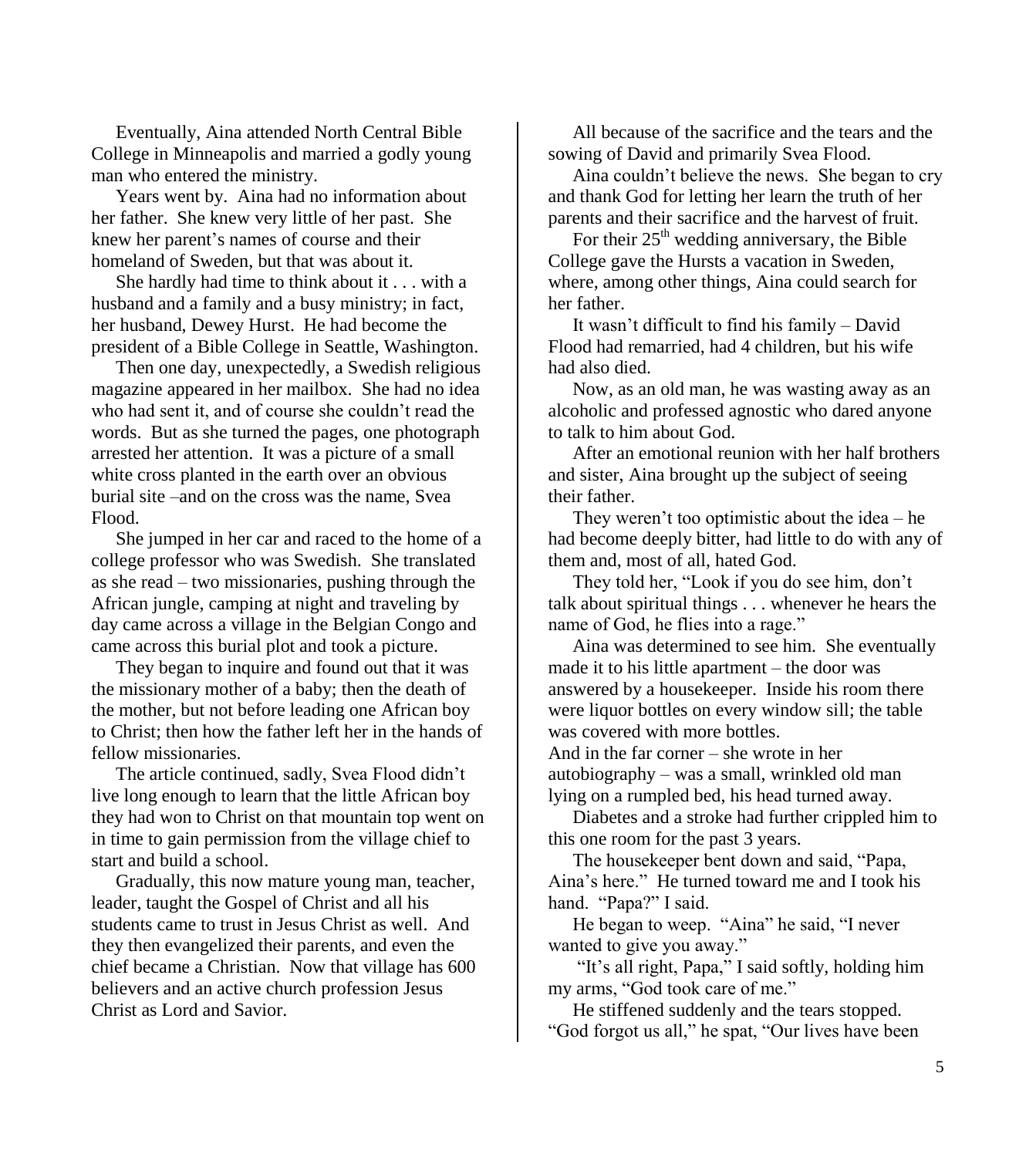Eventually, Aina attended North Central Bible College in Minneapolis and married a godly young man who entered the ministry.

Years went by. Aina had no information about her father. She knew very little of her past. She knew her parent's names of course and their homeland of Sweden, but that was about it.

She hardly had time to think about it . . . with a husband and a family and a busy ministry; in fact, her husband, Dewey Hurst. He had become the president of a Bible College in Seattle, Washington.

Then one day, unexpectedly, a Swedish religious magazine appeared in her mailbox. She had no idea who had sent it, and of course she couldn't read the words. But as she turned the pages, one photograph arrested her attention. It was a picture of a small white cross planted in the earth over an obvious burial site –and on the cross was the name, Svea Flood.

She jumped in her car and raced to the home of a college professor who was Swedish. She translated as she read – two missionaries, pushing through the African jungle, camping at night and traveling by day came across a village in the Belgian Congo and came across this burial plot and took a picture.

They began to inquire and found out that it was the missionary mother of a baby; then the death of the mother, but not before leading one African boy to Christ; then how the father left her in the hands of fellow missionaries.

The article continued, sadly, Svea Flood didn't live long enough to learn that the little African boy they had won to Christ on that mountain top went on in time to gain permission from the village chief to start and build a school.

Gradually, this now mature young man, teacher, leader, taught the Gospel of Christ and all his students came to trust in Jesus Christ as well. And they then evangelized their parents, and even the chief became a Christian. Now that village has 600 believers and an active church profession Jesus Christ as Lord and Savior.

All because of the sacrifice and the tears and the sowing of David and primarily Svea Flood.

Aina couldn't believe the news. She began to cry and thank God for letting her learn the truth of her parents and their sacrifice and the harvest of fruit.

For their 25th wedding anniversary, the Bible College gave the Hursts a vacation in Sweden, where, among other things, Aina could search for her father.

It wasn't difficult to find his family – David Flood had remarried, had 4 children, but his wife had also died.

Now, as an old man, he was wasting away as an alcoholic and professed agnostic who dared anyone to talk to him about God.

After an emotional reunion with her half brothers and sister, Aina brought up the subject of seeing their father.

They weren't too optimistic about the idea – he had become deeply bitter, had little to do with any of them and, most of all, hated God.

They told her, "Look if you do see him, don't talk about spiritual things . . . whenever he hears the name of God, he flies into a rage."

Aina was determined to see him. She eventually made it to his little apartment – the door was answered by a housekeeper. Inside his room there were liquor bottles on every window sill; the table was covered with more bottles.

And in the far corner – she wrote in her autobiography – was a small, wrinkled old man lying on a rumpled bed, his head turned away.

Diabetes and a stroke had further crippled him to this one room for the past 3 years.

The housekeeper bent down and said, "Papa, Aina's here." He turned toward me and I took his hand. "Papa?" I said.

He began to weep. "Aina" he said, "I never wanted to give you away."

"It's all right, Papa," I said softly, holding him my arms, "God took care of me."

He stiffened suddenly and the tears stopped. "God forgot us all," he spat, "Our lives have been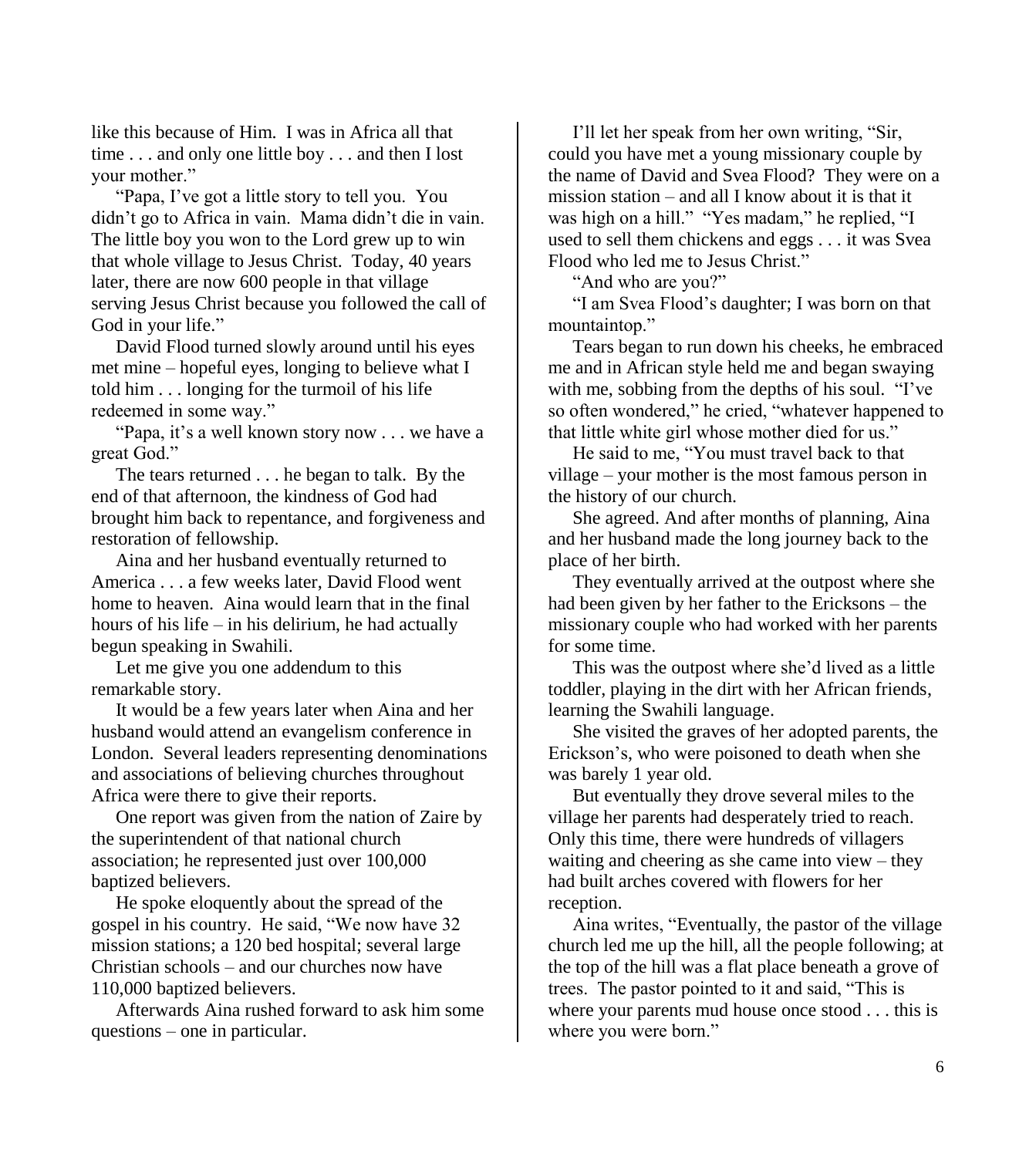like this because of Him. I was in Africa all that time . . . and only one little boy . . . and then I lost your mother."

"Papa, I've got a little story to tell you. You didn't go to Africa in vain. Mama didn't die in vain. The little boy you won to the Lord grew up to win that whole village to Jesus Christ. Today, 40 years later, there are now 600 people in that village serving Jesus Christ because you followed the call of God in your life."

David Flood turned slowly around until his eyes met mine – hopeful eyes, longing to believe what I told him . . . longing for the turmoil of his life redeemed in some way."

"Papa, it's a well known story now . . . we have a great God."

The tears returned . . . he began to talk. By the end of that afternoon, the kindness of God had brought him back to repentance, and forgiveness and restoration of fellowship.

Aina and her husband eventually returned to America . . . a few weeks later, David Flood went home to heaven. Aina would learn that in the final hours of his life – in his delirium, he had actually begun speaking in Swahili.

Let me give you one addendum to this remarkable story.

It would be a few years later when Aina and her husband would attend an evangelism conference in London. Several leaders representing denominations and associations of believing churches throughout Africa were there to give their reports.

One report was given from the nation of Zaire by the superintendent of that national church association; he represented just over 100,000 baptized believers.

He spoke eloquently about the spread of the gospel in his country. He said, "We now have 32 mission stations; a 120 bed hospital; several large Christian schools – and our churches now have 110,000 baptized believers.

Afterwards Aina rushed forward to ask him some questions – one in particular.

I'll let her speak from her own writing, "Sir, could you have met a young missionary couple by the name of David and Svea Flood? They were on a mission station – and all I know about it is that it was high on a hill." "Yes madam," he replied, "I used to sell them chickens and eggs . . . it was Svea Flood who led me to Jesus Christ."

"And who are you?"

"I am Svea Flood's daughter; I was born on that mountaintop."

Tears began to run down his cheeks, he embraced me and in African style held me and began swaying with me, sobbing from the depths of his soul. "I've so often wondered," he cried, "whatever happened to that little white girl whose mother died for us."

He said to me, "You must travel back to that village – your mother is the most famous person in the history of our church.

She agreed. And after months of planning, Aina and her husband made the long journey back to the place of her birth.

They eventually arrived at the outpost where she had been given by her father to the Ericksons – the missionary couple who had worked with her parents for some time.

This was the outpost where she'd lived as a little toddler, playing in the dirt with her African friends, learning the Swahili language.

She visited the graves of her adopted parents, the Erickson's, who were poisoned to death when she was barely 1 year old.

But eventually they drove several miles to the village her parents had desperately tried to reach. Only this time, there were hundreds of villagers waiting and cheering as she came into view – they had built arches covered with flowers for her reception.

Aina writes, "Eventually, the pastor of the village church led me up the hill, all the people following; at the top of the hill was a flat place beneath a grove of trees. The pastor pointed to it and said, "This is where your parents mud house once stood . . . this is where you were born."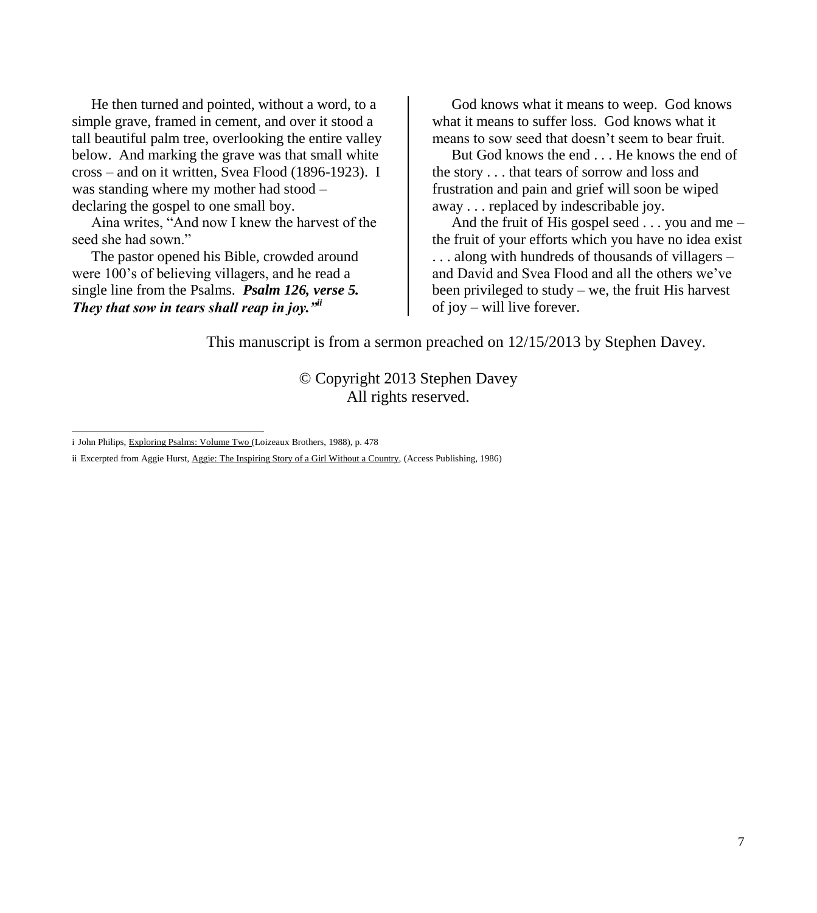He then turned and pointed, without a word, to a simple grave, framed in cement, and over it stood a tall beautiful palm tree, overlooking the entire valley below. And marking the grave was that small white cross – and on it written, Svea Flood (1896-1923). I was standing where my mother had stood – declaring the gospel to one small boy.

Aina writes, "And now I knew the harvest of the seed she had sown."

The pastor opened his Bible, crowded around were 100's of believing villagers, and he read a single line from the Psalms. ***Psalm 126, verse 5. They that sow in tears shall reap in joy."***[ii]

God knows what it means to weep. God knows what it means to suffer loss. God knows what it means to sow seed that doesn't seem to bear fruit.

But God knows the end . . . He knows the end of the story . . . that tears of sorrow and loss and frustration and pain and grief will soon be wiped away . . . replaced by indescribable joy.

And the fruit of His gospel seed . . . you and me – the fruit of your efforts which you have no idea exist . . . along with hundreds of thousands of villagers – and David and Svea Flood and all the others we've been privileged to study – we, the fruit His harvest of joy – will live forever.

This manuscript is from a sermon preached on 12/15/2013 by Stephen Davey.

© Copyright 2013 Stephen Davey
All rights reserved.

---

i John Philips, Exploring Psalms: Volume Two (Loizeaux Brothers, 1988), p. 478

ii Excerpted from Aggie Hurst, Aggie: The Inspiring Story of a Girl Without a Country, (Access Publishing, 1986)